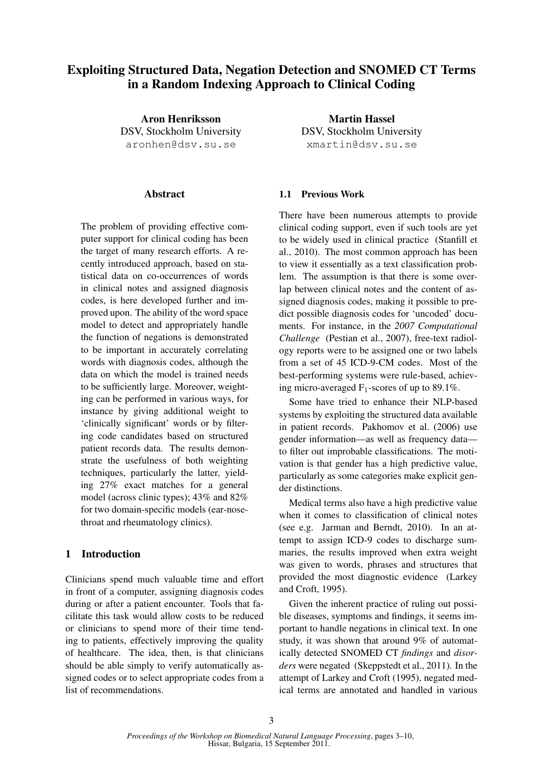# Exploiting Structured Data, Negation Detection and SNOMED CT Terms in a Random Indexing Approach to Clinical Coding

**Aron Henriksson**
DSV, Stockholm University
aronhen@dsv.su.se

**Martin Hassel**
DSV, Stockholm University
xmartin@dsv.su.se

## Abstract

The problem of providing effective computer support for clinical coding has been the target of many research efforts. A recently introduced approach, based on statistical data on co-occurrences of words in clinical notes and assigned diagnosis codes, is here developed further and improved upon. The ability of the word space model to detect and appropriately handle the function of negations is demonstrated to be important in accurately correlating words with diagnosis codes, although the data on which the model is trained needs to be sufficiently large. Moreover, weighting can be performed in various ways, for instance by giving additional weight to 'clinically significant' words or by filtering code candidates based on structured patient records data. The results demonstrate the usefulness of both weighting techniques, particularly the latter, yielding 27% exact matches for a general model (across clinic types); 43% and 82% for two domain-specific models (ear-nose-throat and rheumatology clinics).

## 1 Introduction

Clinicians spend much valuable time and effort in front of a computer, assigning diagnosis codes during or after a patient encounter. Tools that facilitate this task would allow costs to be reduced or clinicians to spend more of their time tending to patients, effectively improving the quality of healthcare. The idea, then, is that clinicians should be able simply to verify automatically assigned codes or to select appropriate codes from a list of recommendations.

### 1.1 Previous Work

There have been numerous attempts to provide clinical coding support, even if such tools are yet to be widely used in clinical practice (Stanfill et al., 2010). The most common approach has been to view it essentially as a text classification problem. The assumption is that there is some overlap between clinical notes and the content of assigned diagnosis codes, making it possible to predict possible diagnosis codes for 'uncoded' documents. For instance, in the *2007 Computational Challenge* (Pestian et al., 2007), free-text radiology reports were to be assigned one or two labels from a set of 45 ICD-9-CM codes. Most of the best-performing systems were rule-based, achieving micro-averaged $F_1$-scores of up to 89.1%.

Some have tried to enhance their NLP-based systems by exploiting the structured data available in patient records. Pakhomov et al. (2006) use gender information—as well as frequency data—to filter out improbable classifications. The motivation is that gender has a high predictive value, particularly as some categories make explicit gender distinctions.

Medical terms also have a high predictive value when it comes to classification of clinical notes (see e.g. Jarman and Berndt, 2010). In an attempt to assign ICD-9 codes to discharge summaries, the results improved when extra weight was given to words, phrases and structures that provided the most diagnostic evidence (Larkey and Croft, 1995).

Given the inherent practice of ruling out possible diseases, symptoms and findings, it seems important to handle negations in clinical text. In one study, it was shown that around 9% of automatically detected SNOMED CT *findings* and *disorders* were negated (Skeppstedt et al., 2011). In the attempt of Larkey and Croft (1995), negated medical terms are annotated and handled in various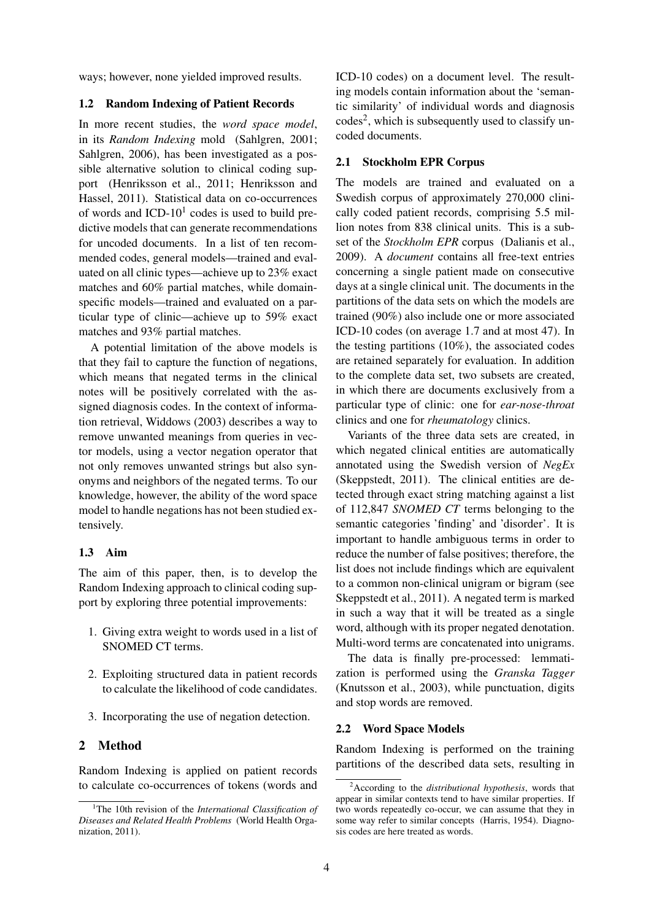ways; however, none yielded improved results.

### 1.2 Random Indexing of Patient Records

In more recent studies, the *word space model*, in its *Random Indexing* mold (Sahlgren, 2001; Sahlgren, 2006), has been investigated as a possible alternative solution to clinical coding support (Henriksson et al., 2011; Henriksson and Hassel, 2011). Statistical data on co-occurrences of words and ICD-10[1] codes is used to build predictive models that can generate recommendations for uncoded documents. In a list of ten recommended codes, general models—trained and evaluated on all clinic types—achieve up to 23% exact matches and 60% partial matches, while domain-specific models—trained and evaluated on a particular type of clinic—achieve up to 59% exact matches and 93% partial matches.

A potential limitation of the above models is that they fail to capture the function of negations, which means that negated terms in the clinical notes will be positively correlated with the assigned diagnosis codes. In the context of information retrieval, Widdows (2003) describes a way to remove unwanted meanings from queries in vector models, using a vector negation operator that not only removes unwanted strings but also synonyms and neighbors of the negated terms. To our knowledge, however, the ability of the word space model to handle negations has not been studied extensively.

### 1.3 Aim

The aim of this paper, then, is to develop the Random Indexing approach to clinical coding support by exploring three potential improvements:

1. Giving extra weight to words used in a list of SNOMED CT terms.
2. Exploiting structured data in patient records to calculate the likelihood of code candidates.
3. Incorporating the use of negation detection.

## 2 Method

Random Indexing is applied on patient records to calculate co-occurrences of tokens (words and ICD-10 codes) on a document level. The resulting models contain information about the 'semantic similarity' of individual words and diagnosis codes[2], which is subsequently used to classify uncoded documents.

### 2.1 Stockholm EPR Corpus

The models are trained and evaluated on a Swedish corpus of approximately 270,000 clinically coded patient records, comprising 5.5 million notes from 838 clinical units. This is a subset of the *Stockholm EPR* corpus (Dalianis et al., 2009). A *document* contains all free-text entries concerning a single patient made on consecutive days at a single clinical unit. The documents in the partitions of the data sets on which the models are trained (90%) also include one or more associated ICD-10 codes (on average 1.7 and at most 47). In the testing partitions (10%), the associated codes are retained separately for evaluation. In addition to the complete data set, two subsets are created, in which there are documents exclusively from a particular type of clinic: one for *ear-nose-throat* clinics and one for *rheumatology* clinics.

Variants of the three data sets are created, in which negated clinical entities are automatically annotated using the Swedish version of *NegEx* (Skeppstedt, 2011). The clinical entities are detected through exact string matching against a list of 112,847 *SNOMED CT* terms belonging to the semantic categories 'finding' and 'disorder'. It is important to handle ambiguous terms in order to reduce the number of false positives; therefore, the list does not include findings which are equivalent to a common non-clinical unigram or bigram (see Skeppstedt et al., 2011). A negated term is marked in such a way that it will be treated as a single word, although with its proper negated denotation. Multi-word terms are concatenated into unigrams.

The data is finally pre-processed: lemmatization is performed using the *Granska Tagger* (Knutsson et al., 2003), while punctuation, digits and stop words are removed.

### 2.2 Word Space Models

Random Indexing is performed on the training partitions of the described data sets, resulting in

[1] The 10th revision of the *International Classification of Diseases and Related Health Problems* (World Health Organization, 2011).

[2] According to the *distributional hypothesis*, words that appear in similar contexts tend to have similar properties. If two words repeatedly co-occur, we can assume that they in some way refer to similar concepts (Harris, 1954). Diagnosis codes are here treated as words.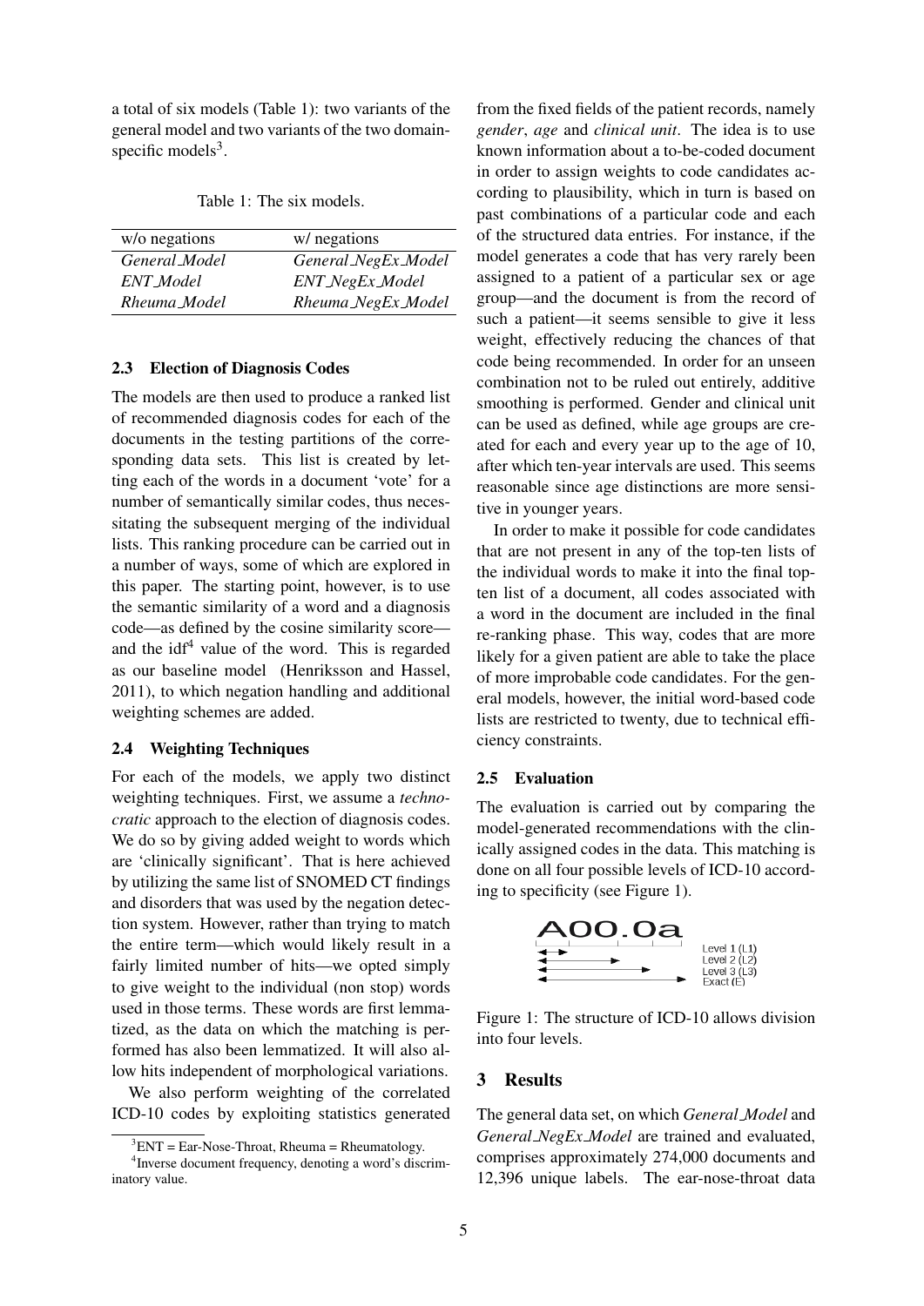a total of six models (Table 1): two variants of the general model and two variants of the two domain-specific models[3].

Table 1: The six models.

| w/o negations | w/ negations |
|---|---|
| *General_Model* | *General_NegEx_Model* |
| *ENT_Model* | *ENT_NegEx_Model* |
| *Rheuma_Model* | *Rheuma_NegEx_Model* |

### 2.3 Election of Diagnosis Codes

The models are then used to produce a ranked list of recommended diagnosis codes for each of the documents in the testing partitions of the corresponding data sets. This list is created by letting each of the words in a document 'vote' for a number of semantically similar codes, thus necessitating the subsequent merging of the individual lists. This ranking procedure can be carried out in a number of ways, some of which are explored in this paper. The starting point, however, is to use the semantic similarity of a word and a diagnosis code—as defined by the cosine similarity score—and the idf[4] value of the word. This is regarded as our baseline model (Henriksson and Hassel, 2011), to which negation handling and additional weighting schemes are added.

### 2.4 Weighting Techniques

For each of the models, we apply two distinct weighting techniques. First, we assume a *technocratic* approach to the election of diagnosis codes. We do so by giving added weight to words which are 'clinically significant'. That is here achieved by utilizing the same list of SNOMED CT findings and disorders that was used by the negation detection system. However, rather than trying to match the entire term—which would likely result in a fairly limited number of hits—we opted simply to give weight to the individual (non stop) words used in those terms. These words are first lemmatized, as the data on which the matching is performed has also been lemmatized. It will also allow hits independent of morphological variations.

We also perform weighting of the correlated ICD-10 codes by exploiting statistics generated from the fixed fields of the patient records, namely *gender*, *age* and *clinical unit*. The idea is to use known information about a to-be-coded document in order to assign weights to code candidates according to plausibility, which in turn is based on past combinations of a particular code and each of the structured data entries. For instance, if the model generates a code that has very rarely been assigned to a patient of a particular sex or age group—and the document is from the record of such a patient—it seems sensible to give it less weight, effectively reducing the chances of that code being recommended. In order for an unseen combination not to be ruled out entirely, additive smoothing is performed. Gender and clinical unit can be used as defined, while age groups are created for each and every year up to the age of 10, after which ten-year intervals are used. This seems reasonable since age distinctions are more sensitive in younger years.

In order to make it possible for code candidates that are not present in any of the top-ten lists of the individual words to make it into the final top-ten list of a document, all codes associated with a word in the document are included in the final re-ranking phase. This way, codes that are more likely for a given patient are able to take the place of more improbable code candidates. For the general models, however, the initial word-based code lists are restricted to twenty, due to technical efficiency constraints.

### 2.5 Evaluation

The evaluation is carried out by comparing the model-generated recommendations with the clinically assigned codes in the data. This matching is done on all four possible levels of ICD-10 according to specificity (see Figure 1).

A00.0a

Level 1 (L1)
Level 2 (L2)
Level 3 (L3)
Exact (E)

Figure 1: The structure of ICD-10 allows division into four levels.

## 3 Results

The general data set, on which *General_Model* and *General_NegEx_Model* are trained and evaluated, comprises approximately 274,000 documents and 12,396 unique labels. The ear-nose-throat data

[3] ENT = Ear-Nose-Throat, Rheuma = Rheumatology.

[4] Inverse document frequency, denoting a word's discriminatory value.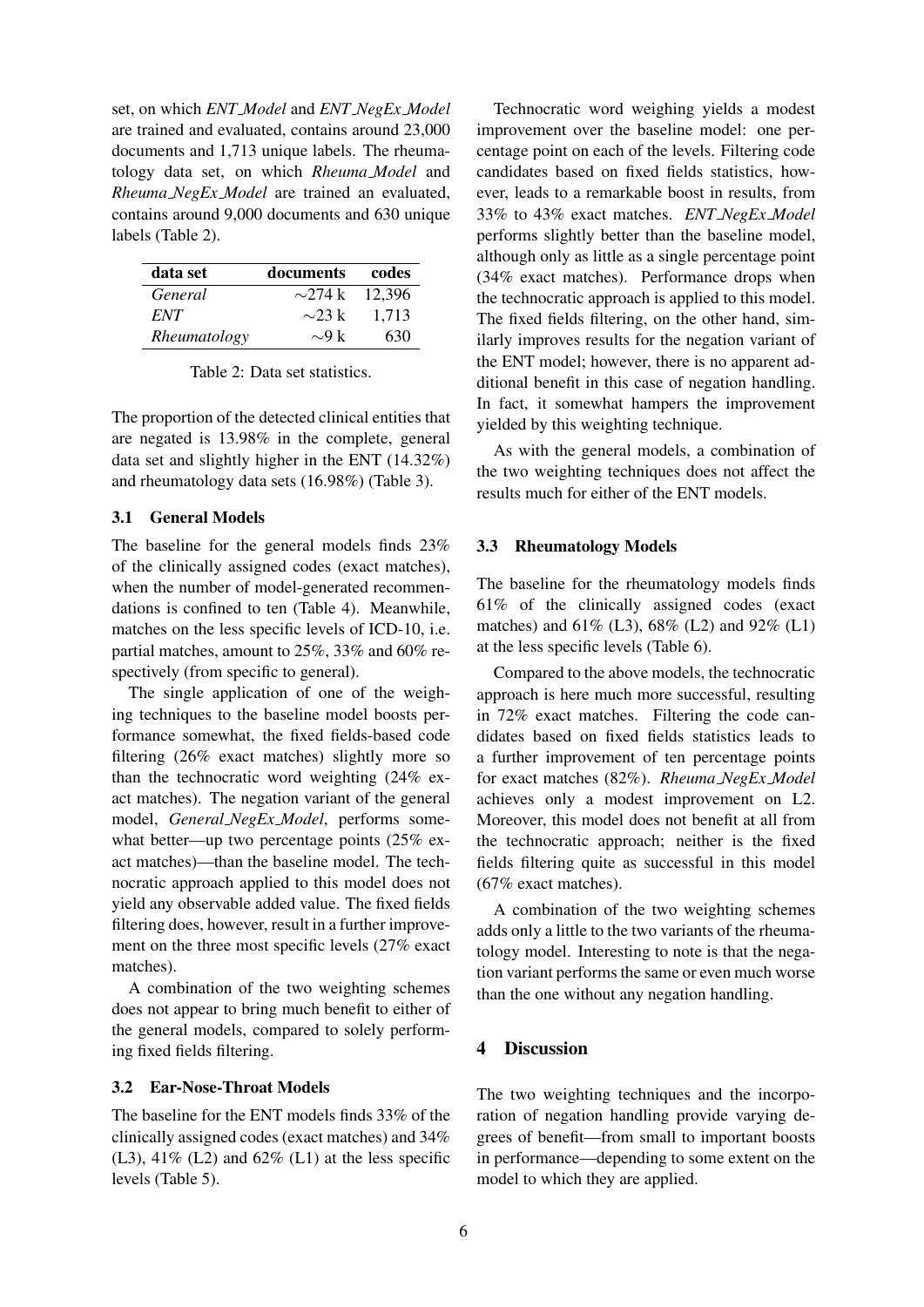set, on which *ENT_Model* and *ENT_NegEx_Model* are trained and evaluated, contains around 23,000 documents and 1,713 unique labels. The rheumatology data set, on which *Rheuma_Model* and *Rheuma_NegEx_Model* are trained an evaluated, contains around 9,000 documents and 630 unique labels (Table 2).

| data set | documents | codes |
|---|---|---|
| *General* | ∼274 k | 12,396 |
| *ENT* | ∼23 k | 1,713 |
| *Rheumatology* | ∼9 k | 630 |

Table 2: Data set statistics.

The proportion of the detected clinical entities that are negated is 13.98% in the complete, general data set and slightly higher in the ENT (14.32%) and rheumatology data sets (16.98%) (Table 3).

### 3.1 General Models

The baseline for the general models finds 23% of the clinically assigned codes (exact matches), when the number of model-generated recommendations is confined to ten (Table 4). Meanwhile, matches on the less specific levels of ICD-10, i.e. partial matches, amount to 25%, 33% and 60% respectively (from specific to general).

The single application of one of the weighing techniques to the baseline model boosts performance somewhat, the fixed fields-based code filtering (26% exact matches) slightly more so than the technocratic word weighting (24% exact matches). The negation variant of the general model, *General_NegEx_Model*, performs somewhat better—up two percentage points (25% exact matches)—than the baseline model. The technocratic approach applied to this model does not yield any observable added value. The fixed fields filtering does, however, result in a further improvement on the three most specific levels (27% exact matches).

A combination of the two weighting schemes does not appear to bring much benefit to either of the general models, compared to solely performing fixed fields filtering.

### 3.2 Ear-Nose-Throat Models

The baseline for the ENT models finds 33% of the clinically assigned codes (exact matches) and 34% (L3), 41% (L2) and 62% (L1) at the less specific levels (Table 5).

Technocratic word weighing yields a modest improvement over the baseline model: one percentage point on each of the levels. Filtering code candidates based on fixed fields statistics, however, leads to a remarkable boost in results, from 33% to 43% exact matches. *ENT_NegEx_Model* performs slightly better than the baseline model, although only as little as a single percentage point (34% exact matches). Performance drops when the technocratic approach is applied to this model. The fixed fields filtering, on the other hand, similarly improves results for the negation variant of the ENT model; however, there is no apparent additional benefit in this case of negation handling. In fact, it somewhat hampers the improvement yielded by this weighting technique.

As with the general models, a combination of the two weighting techniques does not affect the results much for either of the ENT models.

### 3.3 Rheumatology Models

The baseline for the rheumatology models finds 61% of the clinically assigned codes (exact matches) and 61% (L3), 68% (L2) and 92% (L1) at the less specific levels (Table 6).

Compared to the above models, the technocratic approach is here much more successful, resulting in 72% exact matches. Filtering the code candidates based on fixed fields statistics leads to a further improvement of ten percentage points for exact matches (82%). *Rheuma_NegEx_Model* achieves only a modest improvement on L2. Moreover, this model does not benefit at all from the technocratic approach; neither is the fixed fields filtering quite as successful in this model (67% exact matches).

A combination of the two weighting schemes adds only a little to the two variants of the rheumatology model. Interesting to note is that the negation variant performs the same or even much worse than the one without any negation handling.

## 4 Discussion

The two weighting techniques and the incorporation of negation handling provide varying degrees of benefit—from small to important boosts in performance—depending to some extent on the model to which they are applied.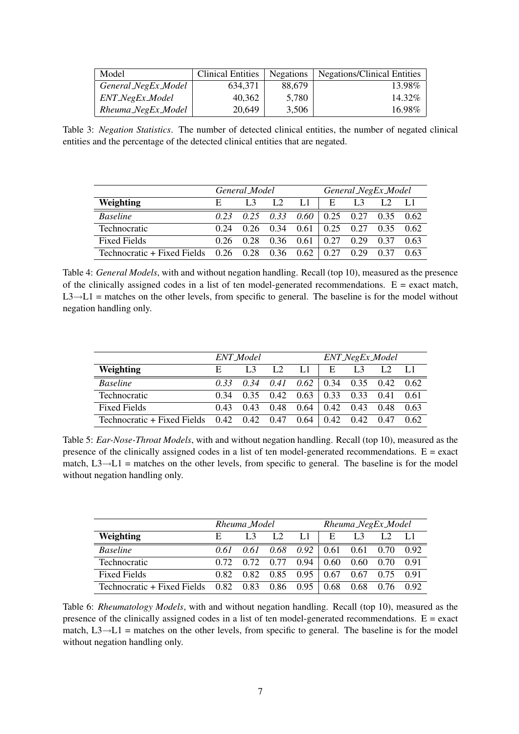| Model | Clinical Entities | Negations | Negations/Clinical Entities |
|---|---|---|---|
| *General_NegEx_Model* | 634,371 | 88,679 | 13.98% |
| *ENT_NegEx_Model* | 40,362 | 5,780 | 14.32% |
| *Rheuma_NegEx_Model* | 20,649 | 3,506 | 16.98% |

Table 3: *Negation Statistics*. The number of detected clinical entities, the number of negated clinical entities and the percentage of the detected clinical entities that are negated.

| | *General_Model* | | | | *General_NegEx_Model* | | | |
|---|---|---|---|---|---|---|---|---|
| **Weighting** | E | L3 | L2 | L1 | E | L3 | L2 | L1 |
| *Baseline* | *0.23* | *0.25* | *0.33* | *0.60* | 0.25 | 0.27 | 0.35 | 0.62 |
| Technocratic | 0.24 | 0.26 | 0.34 | 0.61 | 0.25 | 0.27 | 0.35 | 0.62 |
| Fixed Fields | 0.26 | 0.28 | 0.36 | 0.61 | 0.27 | 0.29 | 0.37 | 0.63 |
| Technocratic + Fixed Fields | 0.26 | 0.28 | 0.36 | 0.62 | 0.27 | 0.29 | 0.37 | 0.63 |

Table 4: *General Models*, with and without negation handling. Recall (top 10), measured as the presence of the clinically assigned codes in a list of ten model-generated recommendations. E = exact match, L3→L1 = matches on the other levels, from specific to general. The baseline is for the model without negation handling only.

| | *ENT_Model* | | | | *ENT_NegEx_Model* | | | |
|---|---|---|---|---|---|---|---|---|
| **Weighting** | E | L3 | L2 | L1 | E | L3 | L2 | L1 |
| *Baseline* | *0.33* | *0.34* | *0.41* | *0.62* | 0.34 | 0.35 | 0.42 | 0.62 |
| Technocratic | 0.34 | 0.35 | 0.42 | 0.63 | 0.33 | 0.33 | 0.41 | 0.61 |
| Fixed Fields | 0.43 | 0.43 | 0.48 | 0.64 | 0.42 | 0.43 | 0.48 | 0.63 |
| Technocratic + Fixed Fields | 0.42 | 0.42 | 0.47 | 0.64 | 0.42 | 0.42 | 0.47 | 0.62 |

Table 5: *Ear-Nose-Throat Models*, with and without negation handling. Recall (top 10), measured as the presence of the clinically assigned codes in a list of ten model-generated recommendations. E = exact match, L3→L1 = matches on the other levels, from specific to general. The baseline is for the model without negation handling only.

| | *Rheuma_Model* | | | | *Rheuma_NegEx_Model* | | | |
|---|---|---|---|---|---|---|---|---|
| **Weighting** | E | L3 | L2 | L1 | E | L3 | L2 | L1 |
| *Baseline* | *0.61* | *0.61* | *0.68* | *0.92* | 0.61 | 0.61 | 0.70 | 0.92 |
| Technocratic | 0.72 | 0.72 | 0.77 | 0.94 | 0.60 | 0.60 | 0.70 | 0.91 |
| Fixed Fields | 0.82 | 0.82 | 0.85 | 0.95 | 0.67 | 0.67 | 0.75 | 0.91 |
| Technocratic + Fixed Fields | 0.82 | 0.83 | 0.86 | 0.95 | 0.68 | 0.68 | 0.76 | 0.92 |

Table 6: *Rheumatology Models*, with and without negation handling. Recall (top 10), measured as the presence of the clinically assigned codes in a list of ten model-generated recommendations. E = exact match, L3→L1 = matches on the other levels, from specific to general. The baseline is for the model without negation handling only.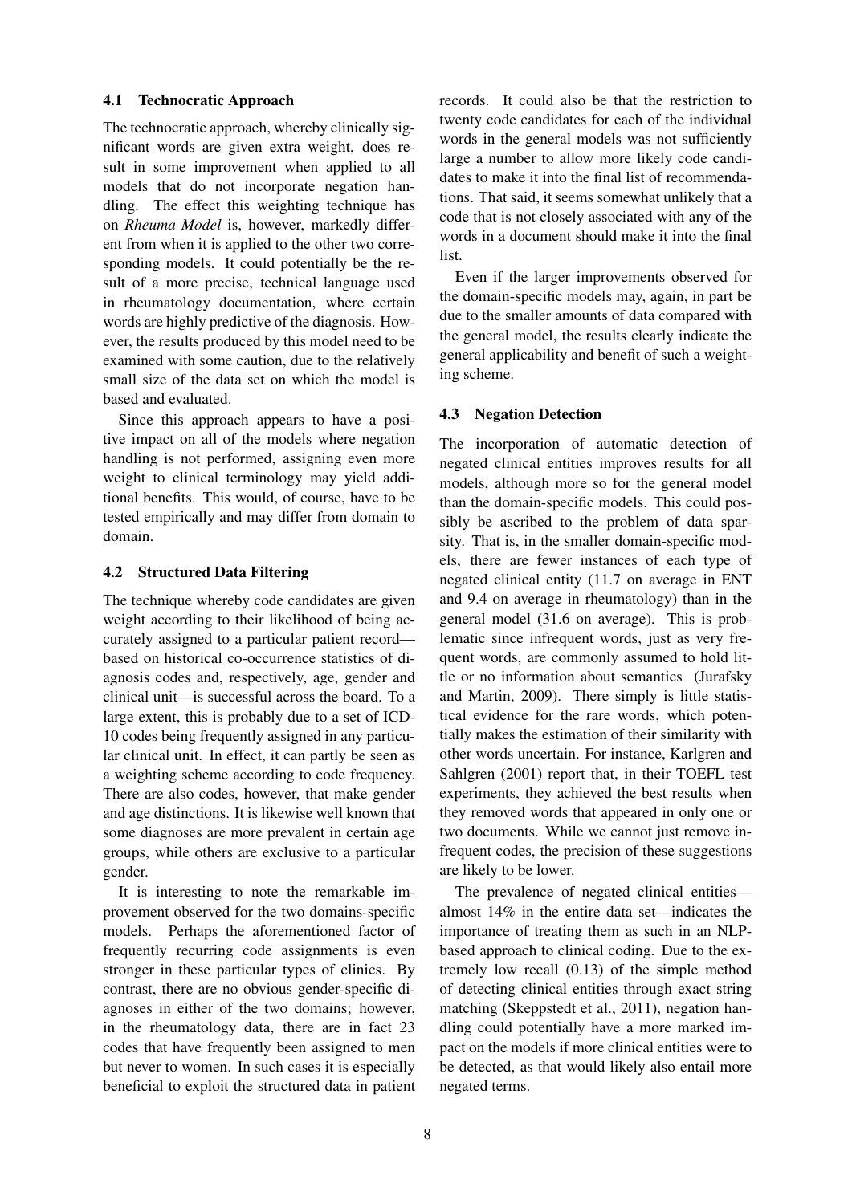### 4.1 Technocratic Approach

The technocratic approach, whereby clinically significant words are given extra weight, does result in some improvement when applied to all models that do not incorporate negation handling. The effect this weighting technique has on *Rheuma_Model* is, however, markedly different from when it is applied to the other two corresponding models. It could potentially be the result of a more precise, technical language used in rheumatology documentation, where certain words are highly predictive of the diagnosis. However, the results produced by this model need to be examined with some caution, due to the relatively small size of the data set on which the model is based and evaluated.

Since this approach appears to have a positive impact on all of the models where negation handling is not performed, assigning even more weight to clinical terminology may yield additional benefits. This would, of course, have to be tested empirically and may differ from domain to domain.

### 4.2 Structured Data Filtering

The technique whereby code candidates are given weight according to their likelihood of being accurately assigned to a particular patient record—based on historical co-occurrence statistics of diagnosis codes and, respectively, age, gender and clinical unit—is successful across the board. To a large extent, this is probably due to a set of ICD-10 codes being frequently assigned in any particular clinical unit. In effect, it can partly be seen as a weighting scheme according to code frequency. There are also codes, however, that make gender and age distinctions. It is likewise well known that some diagnoses are more prevalent in certain age groups, while others are exclusive to a particular gender.

It is interesting to note the remarkable improvement observed for the two domains-specific models. Perhaps the aforementioned factor of frequently recurring code assignments is even stronger in these particular types of clinics. By contrast, there are no obvious gender-specific diagnoses in either of the two domains; however, in the rheumatology data, there are in fact 23 codes that have frequently been assigned to men but never to women. In such cases it is especially beneficial to exploit the structured data in patient records. It could also be that the restriction to twenty code candidates for each of the individual words in the general models was not sufficiently large a number to allow more likely code candidates to make it into the final list of recommendations. That said, it seems somewhat unlikely that a code that is not closely associated with any of the words in a document should make it into the final list.

Even if the larger improvements observed for the domain-specific models may, again, in part be due to the smaller amounts of data compared with the general model, the results clearly indicate the general applicability and benefit of such a weighting scheme.

### 4.3 Negation Detection

The incorporation of automatic detection of negated clinical entities improves results for all models, although more so for the general model than the domain-specific models. This could possibly be ascribed to the problem of data sparsity. That is, in the smaller domain-specific models, there are fewer instances of each type of negated clinical entity (11.7 on average in ENT and 9.4 on average in rheumatology) than in the general model (31.6 on average). This is problematic since infrequent words, just as very frequent words, are commonly assumed to hold little or no information about semantics (Jurafsky and Martin, 2009). There simply is little statistical evidence for the rare words, which potentially makes the estimation of their similarity with other words uncertain. For instance, Karlgren and Sahlgren (2001) report that, in their TOEFL test experiments, they achieved the best results when they removed words that appeared in only one or two documents. While we cannot just remove infrequent codes, the precision of these suggestions are likely to be lower.

The prevalence of negated clinical entities—almost 14% in the entire data set—indicates the importance of treating them as such in an NLP-based approach to clinical coding. Due to the extremely low recall (0.13) of the simple method of detecting clinical entities through exact string matching (Skeppstedt et al., 2011), negation handling could potentially have a more marked impact on the models if more clinical entities were to be detected, as that would likely also entail more negated terms.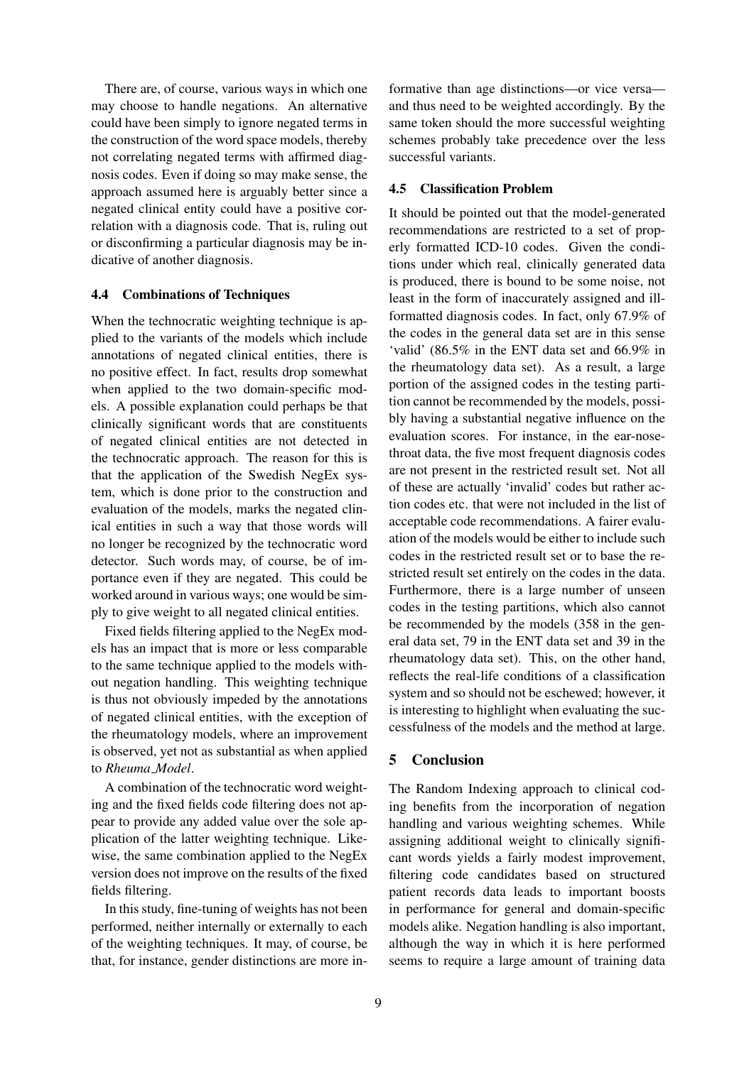There are, of course, various ways in which one may choose to handle negations. An alternative could have been simply to ignore negated terms in the construction of the word space models, thereby not correlating negated terms with affirmed diagnosis codes. Even if doing so may make sense, the approach assumed here is arguably better since a negated clinical entity could have a positive correlation with a diagnosis code. That is, ruling out or disconfirming a particular diagnosis may be indicative of another diagnosis.

### 4.4 Combinations of Techniques

When the technocratic weighting technique is applied to the variants of the models which include annotations of negated clinical entities, there is no positive effect. In fact, results drop somewhat when applied to the two domain-specific models. A possible explanation could perhaps be that clinically significant words that are constituents of negated clinical entities are not detected in the technocratic approach. The reason for this is that the application of the Swedish NegEx system, which is done prior to the construction and evaluation of the models, marks the negated clinical entities in such a way that those words will no longer be recognized by the technocratic word detector. Such words may, of course, be of importance even if they are negated. This could be worked around in various ways; one would be simply to give weight to all negated clinical entities.

Fixed fields filtering applied to the NegEx models has an impact that is more or less comparable to the same technique applied to the models without negation handling. This weighting technique is thus not obviously impeded by the annotations of negated clinical entities, with the exception of the rheumatology models, where an improvement is observed, yet not as substantial as when applied to *Rheuma_Model*.

A combination of the technocratic word weighting and the fixed fields code filtering does not appear to provide any added value over the sole application of the latter weighting technique. Likewise, the same combination applied to the NegEx version does not improve on the results of the fixed fields filtering.

In this study, fine-tuning of weights has not been performed, neither internally or externally to each of the weighting techniques. It may, of course, be that, for instance, gender distinctions are more informative than age distinctions—or vice versa—and thus need to be weighted accordingly. By the same token should the more successful weighting schemes probably take precedence over the less successful variants.

### 4.5 Classification Problem

It should be pointed out that the model-generated recommendations are restricted to a set of properly formatted ICD-10 codes. Given the conditions under which real, clinically generated data is produced, there is bound to be some noise, not least in the form of inaccurately assigned and ill-formatted diagnosis codes. In fact, only 67.9% of the codes in the general data set are in this sense 'valid' (86.5% in the ENT data set and 66.9% in the rheumatology data set). As a result, a large portion of the assigned codes in the testing partition cannot be recommended by the models, possibly having a substantial negative influence on the evaluation scores. For instance, in the ear-nose-throat data, the five most frequent diagnosis codes are not present in the restricted result set. Not all of these are actually 'invalid' codes but rather action codes etc. that were not included in the list of acceptable code recommendations. A fairer evaluation of the models would be either to include such codes in the restricted result set or to base the restricted result set entirely on the codes in the data. Furthermore, there is a large number of unseen codes in the testing partitions, which also cannot be recommended by the models (358 in the general data set, 79 in the ENT data set and 39 in the rheumatology data set). This, on the other hand, reflects the real-life conditions of a classification system and so should not be eschewed; however, it is interesting to highlight when evaluating the successfulness of the models and the method at large.

## 5 Conclusion

The Random Indexing approach to clinical coding benefits from the incorporation of negation handling and various weighting schemes. While assigning additional weight to clinically significant words yields a fairly modest improvement, filtering code candidates based on structured patient records data leads to important boosts in performance for general and domain-specific models alike. Negation handling is also important, although the way in which it is here performed seems to require a large amount of training data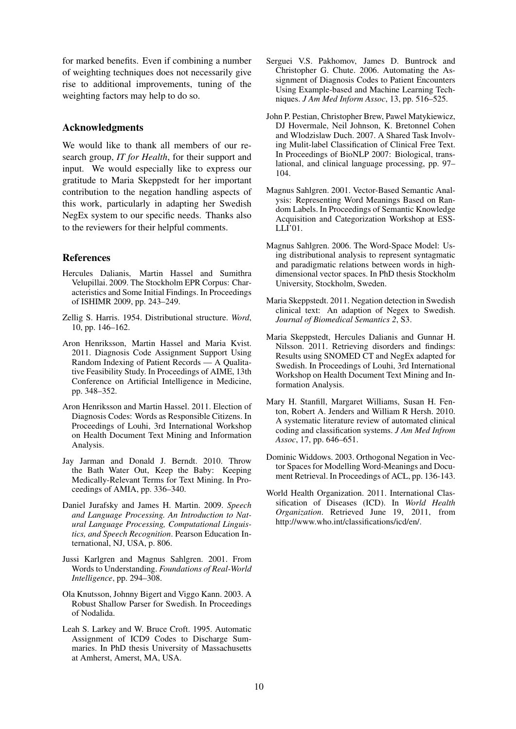for marked benefits. Even if combining a number of weighting techniques does not necessarily give rise to additional improvements, tuning of the weighting factors may help to do so.

## Acknowledgments

We would like to thank all members of our research group, *IT for Health*, for their support and input. We would especially like to express our gratitude to Maria Skeppstedt for her important contribution to the negation handling aspects of this work, particularly in adapting her Swedish NegEx system to our specific needs. Thanks also to the reviewers for their helpful comments.

## References

Hercules Dalianis, Martin Hassel and Sumithra Velupillai. 2009. The Stockholm EPR Corpus: Characteristics and Some Initial Findings. In Proceedings of ISHIMR 2009, pp. 243–249.

Zellig S. Harris. 1954. Distributional structure. *Word*, 10, pp. 146–162.

Aron Henriksson, Martin Hassel and Maria Kvist. 2011. Diagnosis Code Assignment Support Using Random Indexing of Patient Records — A Qualitative Feasibility Study. In Proceedings of AIME, 13th Conference on Artificial Intelligence in Medicine, pp. 348–352.

Aron Henriksson and Martin Hassel. 2011. Election of Diagnosis Codes: Words as Responsible Citizens. In Proceedings of Louhi, 3rd International Workshop on Health Document Text Mining and Information Analysis.

Jay Jarman and Donald J. Berndt. 2010. Throw the Bath Water Out, Keep the Baby: Keeping Medically-Relevant Terms for Text Mining. In Proceedings of AMIA, pp. 336–340.

Daniel Jurafsky and James H. Martin. 2009. *Speech and Language Processing. An Introduction to Natural Language Processing, Computational Linguistics, and Speech Recognition*. Pearson Education International, NJ, USA, p. 806.

Jussi Karlgren and Magnus Sahlgren. 2001. From Words to Understanding. *Foundations of Real-World Intelligence*, pp. 294–308.

Ola Knutsson, Johnny Bigert and Viggo Kann. 2003. A Robust Shallow Parser for Swedish. In Proceedings of Nodalida.

Leah S. Larkey and W. Bruce Croft. 1995. Automatic Assignment of ICD9 Codes to Discharge Summaries. In PhD thesis University of Massachusetts at Amherst, Amerst, MA, USA.

Serguei V.S. Pakhomov, James D. Buntrock and Christopher G. Chute. 2006. Automating the Assignment of Diagnosis Codes to Patient Encounters Using Example-based and Machine Learning Techniques. *J Am Med Inform Assoc*, 13, pp. 516–525.

John P. Pestian, Christopher Brew, Pawel Matykiewicz, DJ Hovermale, Neil Johnson, K. Bretonnel Cohen and Wlodzislaw Duch. 2007. A Shared Task Involving Mulit-label Classification of Clinical Free Text. In Proceedings of BioNLP 2007: Biological, translational, and clinical language processing, pp. 97–104.

Magnus Sahlgren. 2001. Vector-Based Semantic Analysis: Representing Word Meanings Based on Random Labels. In Proceedings of Semantic Knowledge Acquisition and Categorization Workshop at ESSLLI'01.

Magnus Sahlgren. 2006. The Word-Space Model: Using distributional analysis to represent syntagmatic and paradigmatic relations between words in high-dimensional vector spaces. In PhD thesis Stockholm University, Stockholm, Sweden.

Maria Skeppstedt. 2011. Negation detection in Swedish clinical text: An adaption of Negex to Swedish. *Journal of Biomedical Semantics 2*, S3.

Maria Skeppstedt, Hercules Dalianis and Gunnar H. Nilsson. 2011. Retrieving disorders and findings: Results using SNOMED CT and NegEx adapted for Swedish. In Proceedings of Louhi, 3rd International Workshop on Health Document Text Mining and Information Analysis.

Mary H. Stanfill, Margaret Williams, Susan H. Fenton, Robert A. Jenders and William R Hersh. 2010. A systematic literature review of automated clinical coding and classification systems. *J Am Med Infrom Assoc*, 17, pp. 646–651.

Dominic Widdows. 2003. Orthogonal Negation in Vector Spaces for Modelling Word-Meanings and Document Retrieval. In Proceedings of ACL, pp. 136-143.

World Health Organization. 2011. International Classification of Diseases (ICD). In *World Health Organization*. Retrieved June 19, 2011, from http://www.who.int/classifications/icd/en/.